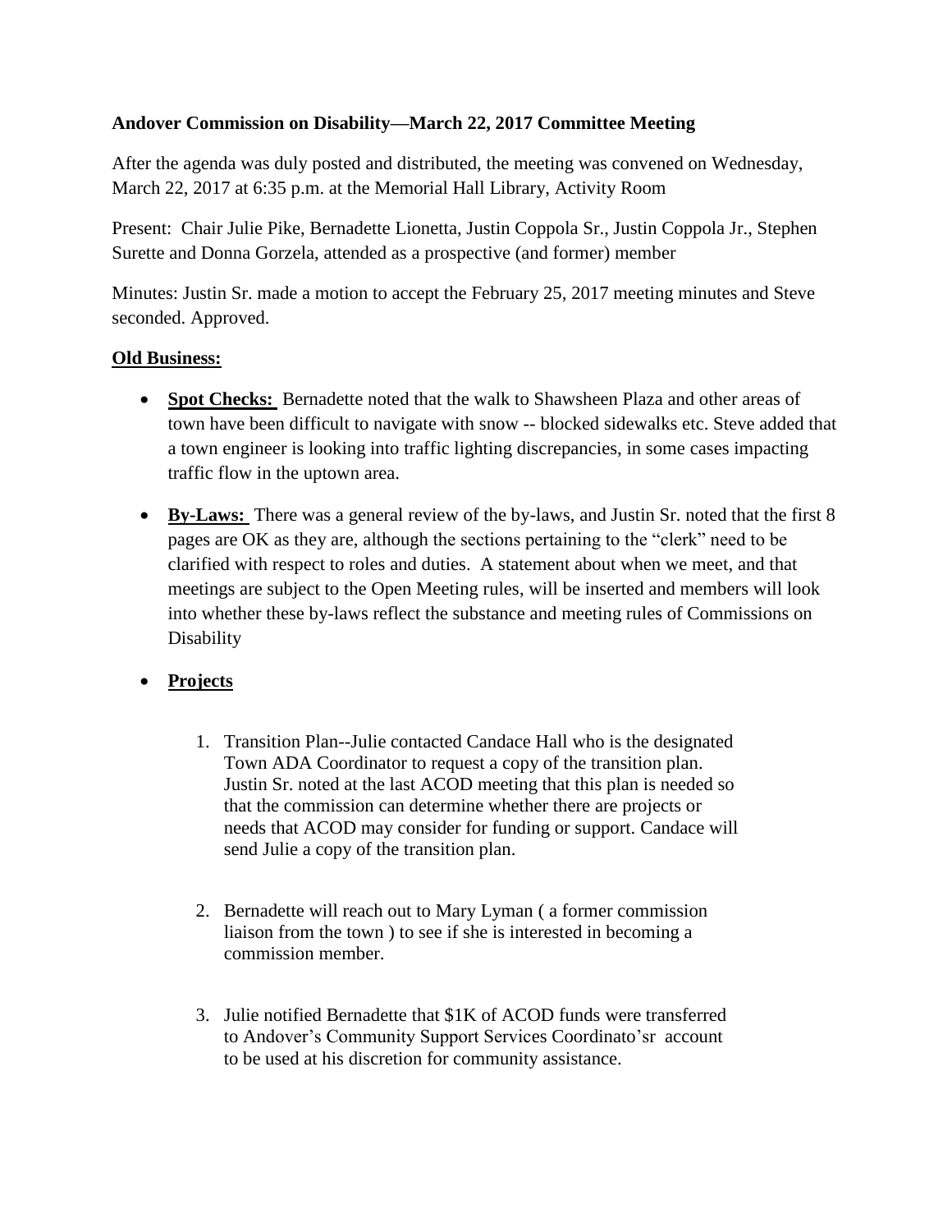**Andover Commission on Disability—March 22, 2017 Committee Meeting**

After the agenda was duly posted and distributed, the meeting was convened on Wednesday, March 22, 2017 at 6:35 p.m. at the Memorial Hall Library, Activity Room

Present: Chair Julie Pike, Bernadette Lionetta, Justin Coppola Sr., Justin Coppola Jr., Stephen Surette and Donna Gorzela, attended as a prospective (and former) member

Minutes: Justin Sr. made a motion to accept the February 25, 2017 meeting minutes and Steve seconded. Approved.

**Old Business:**

- **Spot Checks:** Bernadette noted that the walk to Shawsheen Plaza and other areas of town have been difficult to navigate with snow -- blocked sidewalks etc. Steve added that a town engineer is looking into traffic lighting discrepancies, in some cases impacting traffic flow in the uptown area.
- **By-Laws:** There was a general review of the by-laws, and Justin Sr. noted that the first 8 pages are OK as they are, although the sections pertaining to the "clerk" need to be clarified with respect to roles and duties. A statement about when we meet, and that meetings are subject to the Open Meeting rules, will be inserted and members will look into whether these by-laws reflect the substance and meeting rules of Commissions on Disability
- **Projects**

  1. Transition Plan--Julie contacted Candace Hall who is the designated Town ADA Coordinator to request a copy of the transition plan. Justin Sr. noted at the last ACOD meeting that this plan is needed so that the commission can determine whether there are projects or needs that ACOD may consider for funding or support. Candace will send Julie a copy of the transition plan.
  2. Bernadette will reach out to Mary Lyman ( a former commission liaison from the town ) to see if she is interested in becoming a commission member.
  3. Julie notified Bernadette that $1K of ACOD funds were transferred to Andover's Community Support Services Coordinato'sr account to be used at his discretion for community assistance.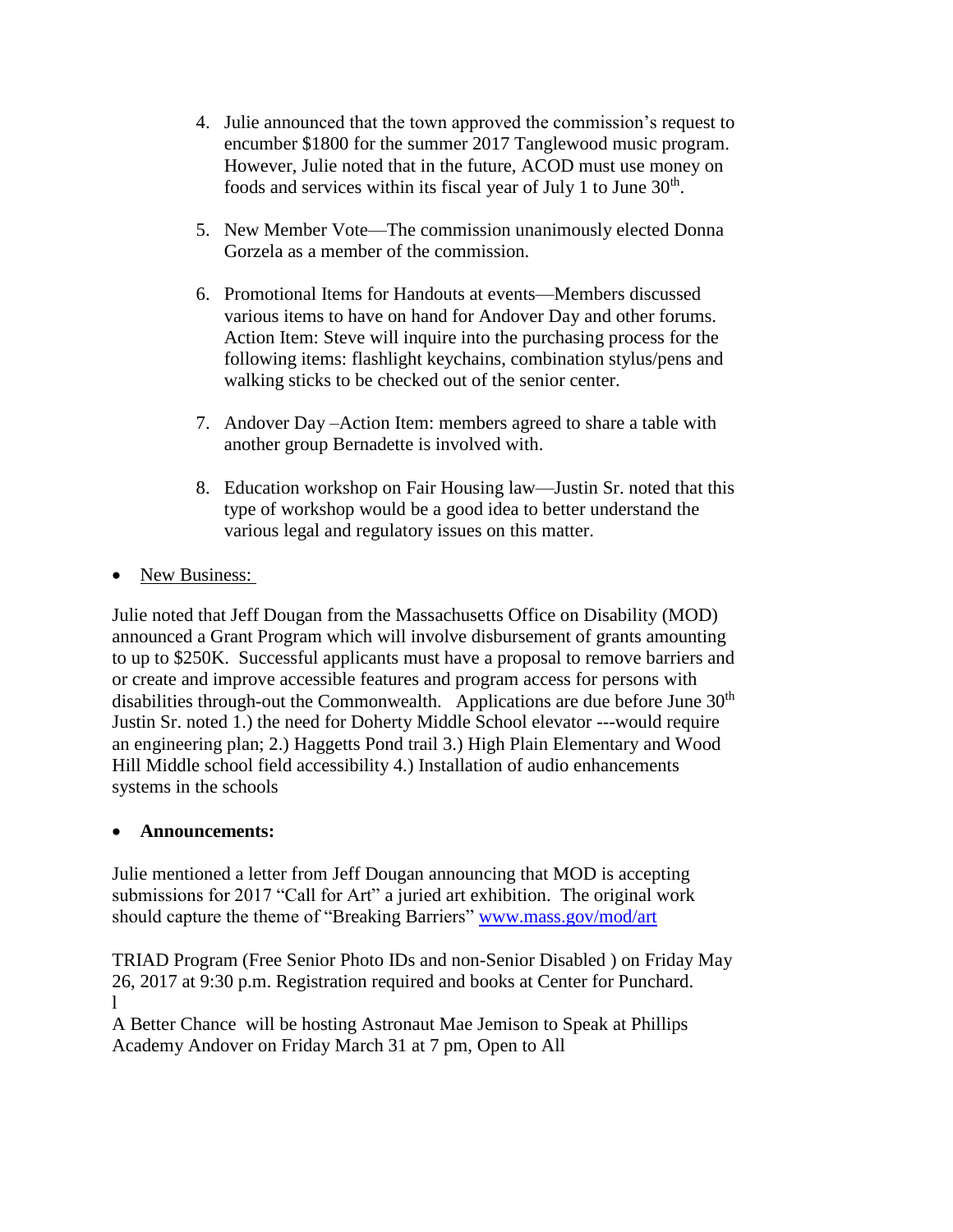4. Julie announced that the town approved the commission's request to encumber \$1800 for the summer 2017 Tanglewood music program. However, Julie noted that in the future, ACOD must use money on foods and services within its fiscal year of July 1 to June 30th.

5. New Member Vote—The commission unanimously elected Donna Gorzela as a member of the commission.

6. Promotional Items for Handouts at events—Members discussed various items to have on hand for Andover Day and other forums. Action Item: Steve will inquire into the purchasing process for the following items: flashlight keychains, combination stylus/pens and walking sticks to be checked out of the senior center.

7. Andover Day –Action Item: members agreed to share a table with another group Bernadette is involved with.

8. Education workshop on Fair Housing law—Justin Sr. noted that this type of workshop would be a good idea to better understand the various legal and regulatory issues on this matter.

- New Business:

Julie noted that Jeff Dougan from the Massachusetts Office on Disability (MOD) announced a Grant Program which will involve disbursement of grants amounting to up to \$250K. Successful applicants must have a proposal to remove barriers and or create and improve accessible features and program access for persons with disabilities through-out the Commonwealth. Applications are due before June 30th Justin Sr. noted 1.) the need for Doherty Middle School elevator ---would require an engineering plan; 2.) Haggetts Pond trail 3.) High Plain Elementary and Wood Hill Middle school field accessibility 4.) Installation of audio enhancements systems in the schools

- **Announcements:**

Julie mentioned a letter from Jeff Dougan announcing that MOD is accepting submissions for 2017 "Call for Art" a juried art exhibition. The original work should capture the theme of "Breaking Barriers" [www.mass.gov/mod/art](www.mass.gov/mod/art)

TRIAD Program (Free Senior Photo IDs and non-Senior Disabled ) on Friday May 26, 2017 at 9:30 p.m. Registration required and books at Center for Punchard.
l
A Better Chance will be hosting Astronaut Mae Jemison to Speak at Phillips Academy Andover on Friday March 31 at 7 pm, Open to All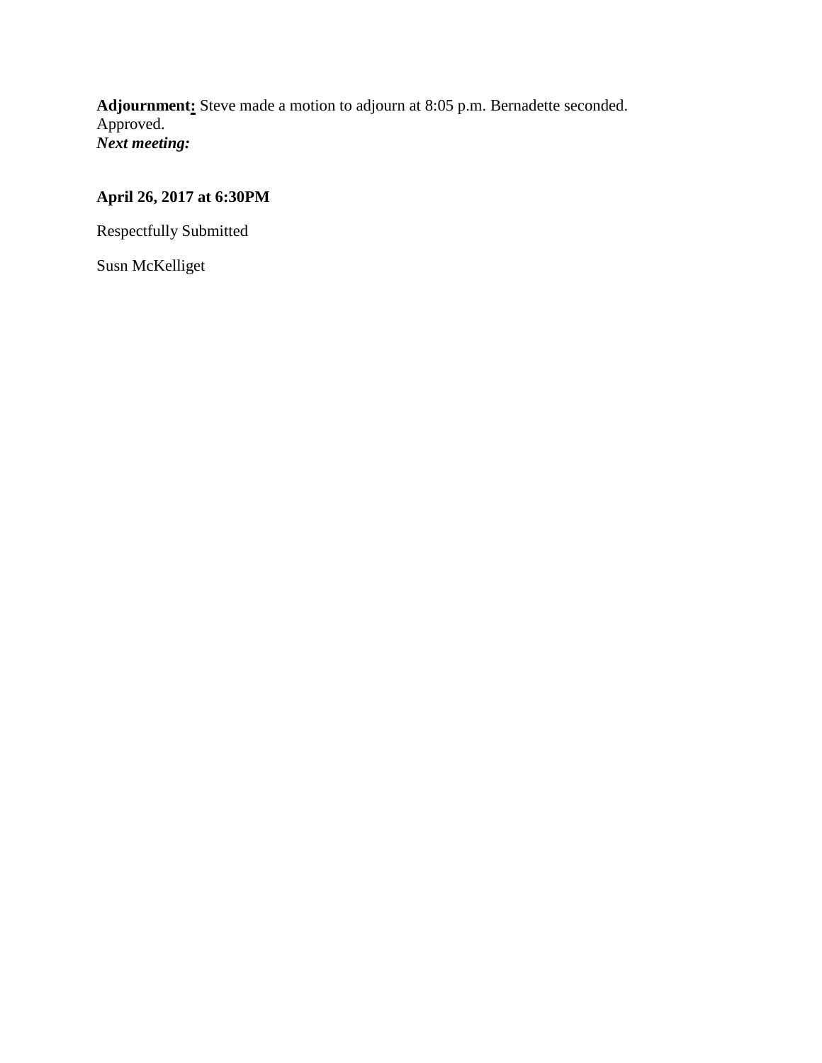**Adjournment:** Steve made a motion to adjourn at 8:05 p.m. Bernadette seconded. Approved.
***Next meeting:***

**April 26, 2017 at 6:30PM**

Respectfully Submitted

Susn McKelliget